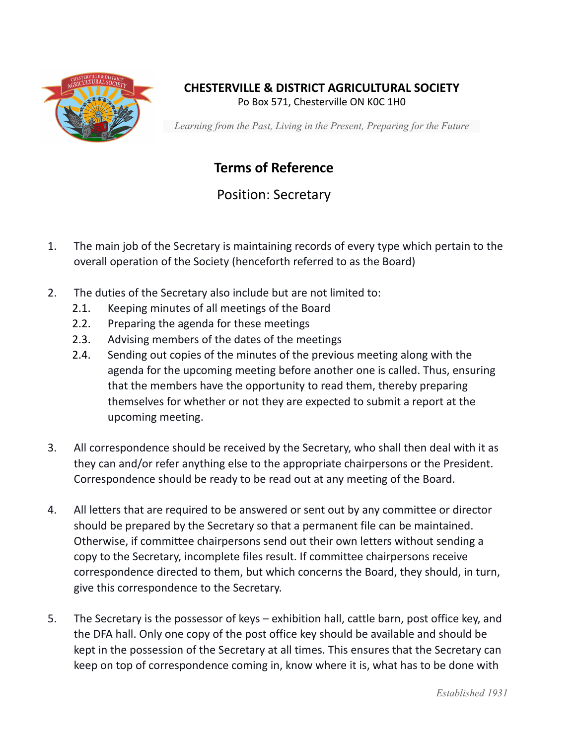**CHESTERVILLE & DISTRICT AGRICULTURAL SOCIETY**
Po Box 571, Chesterville ON K0C 1H0

*Learning from the Past, Living in the Present, Preparing for the Future*

# Terms of Reference

## Position: Secretary

1. The main job of the Secretary is maintaining records of every type which pertain to the overall operation of the Society (henceforth referred to as the Board)

2. The duties of the Secretary also include but are not limited to:
   - 2.1. Keeping minutes of all meetings of the Board
   - 2.2. Preparing the agenda for these meetings
   - 2.3. Advising members of the dates of the meetings
   - 2.4. Sending out copies of the minutes of the previous meeting along with the agenda for the upcoming meeting before another one is called. Thus, ensuring that the members have the opportunity to read them, thereby preparing themselves for whether or not they are expected to submit a report at the upcoming meeting.

3. All correspondence should be received by the Secretary, who shall then deal with it as they can and/or refer anything else to the appropriate chairpersons or the President. Correspondence should be ready to be read out at any meeting of the Board.

4. All letters that are required to be answered or sent out by any committee or director should be prepared by the Secretary so that a permanent file can be maintained. Otherwise, if committee chairpersons send out their own letters without sending a copy to the Secretary, incomplete files result. If committee chairpersons receive correspondence directed to them, but which concerns the Board, they should, in turn, give this correspondence to the Secretary.

5. The Secretary is the possessor of keys – exhibition hall, cattle barn, post office key, and the DFA hall. Only one copy of the post office key should be available and should be kept in the possession of the Secretary at all times. This ensures that the Secretary can keep on top of correspondence coming in, know where it is, what has to be done with

*Established 1931*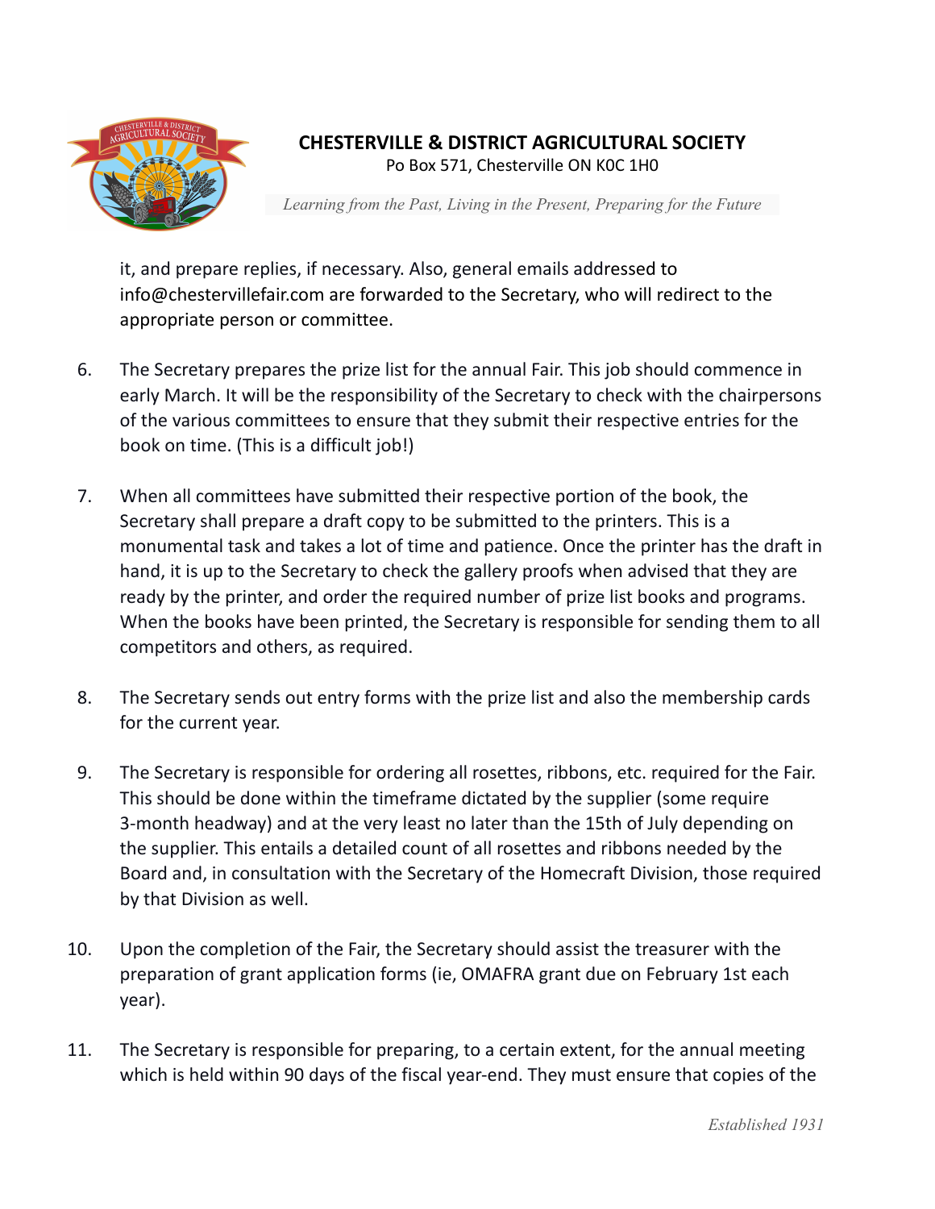it, and prepare replies, if necessary. Also, general emails addressed to info@chestervillefair.com are forwarded to the Secretary, who will redirect to the appropriate person or committee.

6. The Secretary prepares the prize list for the annual Fair. This job should commence in early March. It will be the responsibility of the Secretary to check with the chairpersons of the various committees to ensure that they submit their respective entries for the book on time. (This is a difficult job!)

7. When all committees have submitted their respective portion of the book, the Secretary shall prepare a draft copy to be submitted to the printers. This is a monumental task and takes a lot of time and patience. Once the printer has the draft in hand, it is up to the Secretary to check the gallery proofs when advised that they are ready by the printer, and order the required number of prize list books and programs. When the books have been printed, the Secretary is responsible for sending them to all competitors and others, as required.

8. The Secretary sends out entry forms with the prize list and also the membership cards for the current year.

9. The Secretary is responsible for ordering all rosettes, ribbons, etc. required for the Fair. This should be done within the timeframe dictated by the supplier (some require 3-month headway) and at the very least no later than the 15th of July depending on the supplier. This entails a detailed count of all rosettes and ribbons needed by the Board and, in consultation with the Secretary of the Homecraft Division, those required by that Division as well.

10. Upon the completion of the Fair, the Secretary should assist the treasurer with the preparation of grant application forms (ie, OMAFRA grant due on February 1st each year).

11. The Secretary is responsible for preparing, to a certain extent, for the annual meeting which is held within 90 days of the fiscal year-end. They must ensure that copies of the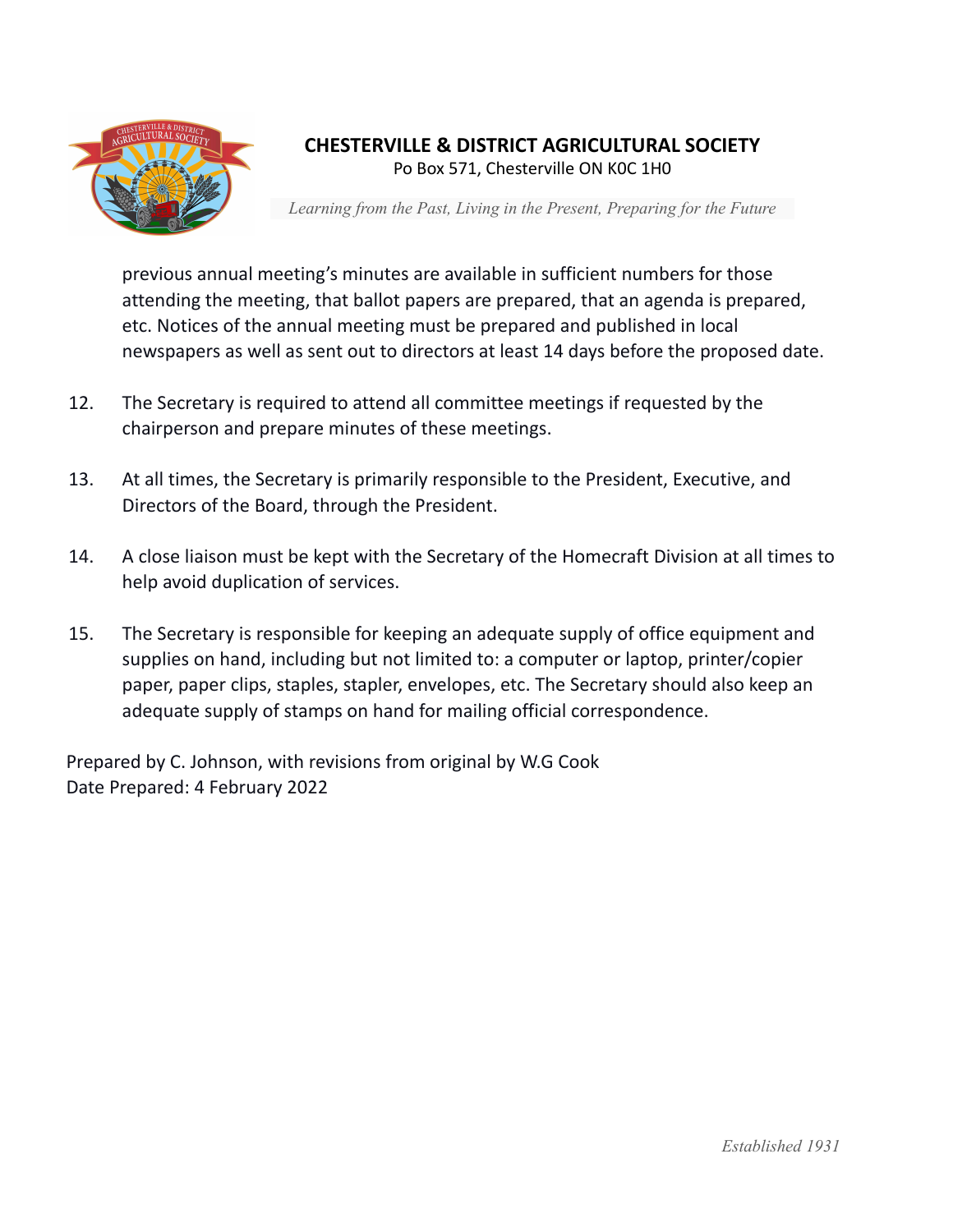previous annual meeting's minutes are available in sufficient numbers for those attending the meeting, that ballot papers are prepared, that an agenda is prepared, etc. Notices of the annual meeting must be prepared and published in local newspapers as well as sent out to directors at least 14 days before the proposed date.

12. The Secretary is required to attend all committee meetings if requested by the chairperson and prepare minutes of these meetings.

13. At all times, the Secretary is primarily responsible to the President, Executive, and Directors of the Board, through the President.

14. A close liaison must be kept with the Secretary of the Homecraft Division at all times to help avoid duplication of services.

15. The Secretary is responsible for keeping an adequate supply of office equipment and supplies on hand, including but not limited to: a computer or laptop, printer/copier paper, paper clips, staples, stapler, envelopes, etc. The Secretary should also keep an adequate supply of stamps on hand for mailing official correspondence.

Prepared by C. Johnson, with revisions from original by W.G Cook
Date Prepared: 4 February 2022